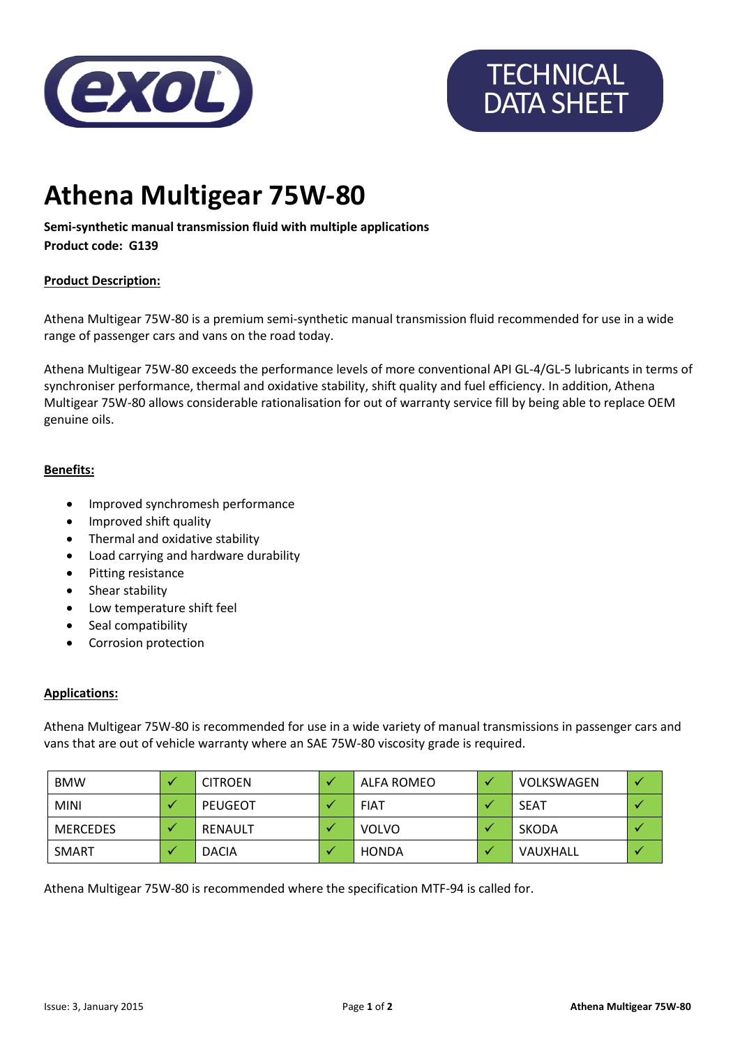TECHNICAL DATA SHEET

# Athena Multigear 75W-80

**Semi-synthetic manual transmission fluid with multiple applications**
**Product code: G139**

**Product Description:**

Athena Multigear 75W-80 is a premium semi-synthetic manual transmission fluid recommended for use in a wide range of passenger cars and vans on the road today.

Athena Multigear 75W-80 exceeds the performance levels of more conventional API GL-4/GL-5 lubricants in terms of synchroniser performance, thermal and oxidative stability, shift quality and fuel efficiency. In addition, Athena Multigear 75W-80 allows considerable rationalisation for out of warranty service fill by being able to replace OEM genuine oils.

**Benefits:**

- Improved synchromesh performance
- Improved shift quality
- Thermal and oxidative stability
- Load carrying and hardware durability
- Pitting resistance
- Shear stability
- Low temperature shift feel
- Seal compatibility
- Corrosion protection

**Applications:**

Athena Multigear 75W-80 is recommended for use in a wide variety of manual transmissions in passenger cars and vans that are out of vehicle warranty where an SAE 75W-80 viscosity grade is required.

| | | | | | | | |
|---|---|---|---|---|---|---|---|
| BMW | ✓ | CITROEN | ✓ | ALFA ROMEO | ✓ | VOLKSWAGEN | ✓ |
| MINI | ✓ | PEUGEOT | ✓ | FIAT | ✓ | SEAT | ✓ |
| MERCEDES | ✓ | RENAULT | ✓ | VOLVO | ✓ | SKODA | ✓ |
| SMART | ✓ | DACIA | ✓ | HONDA | ✓ | VAUXHALL | ✓ |

Athena Multigear 75W-80 is recommended where the specification MTF-94 is called for.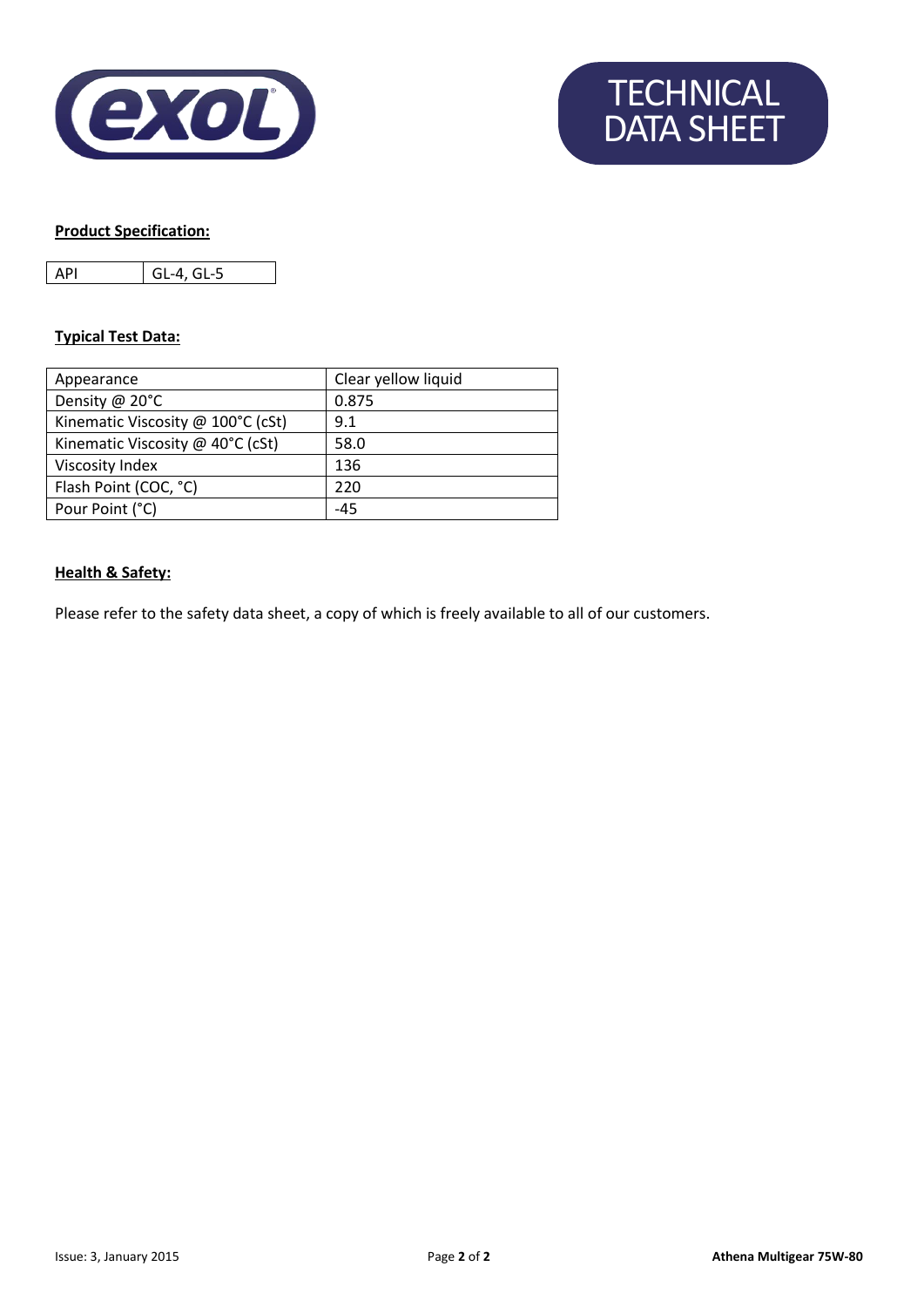**Product Specification:**

| | |
|---|---|
| API | GL-4, GL-5 |

**Typical Test Data:**

| | |
|---|---|
| Appearance | Clear yellow liquid |
| Density @ 20°C | 0.875 |
| Kinematic Viscosity @ 100°C (cSt) | 9.1 |
| Kinematic Viscosity @ 40°C (cSt) | 58.0 |
| Viscosity Index | 136 |
| Flash Point (COC, °C) | 220 |
| Pour Point (°C) | -45 |

**Health & Safety:**

Please refer to the safety data sheet, a copy of which is freely available to all of our customers.